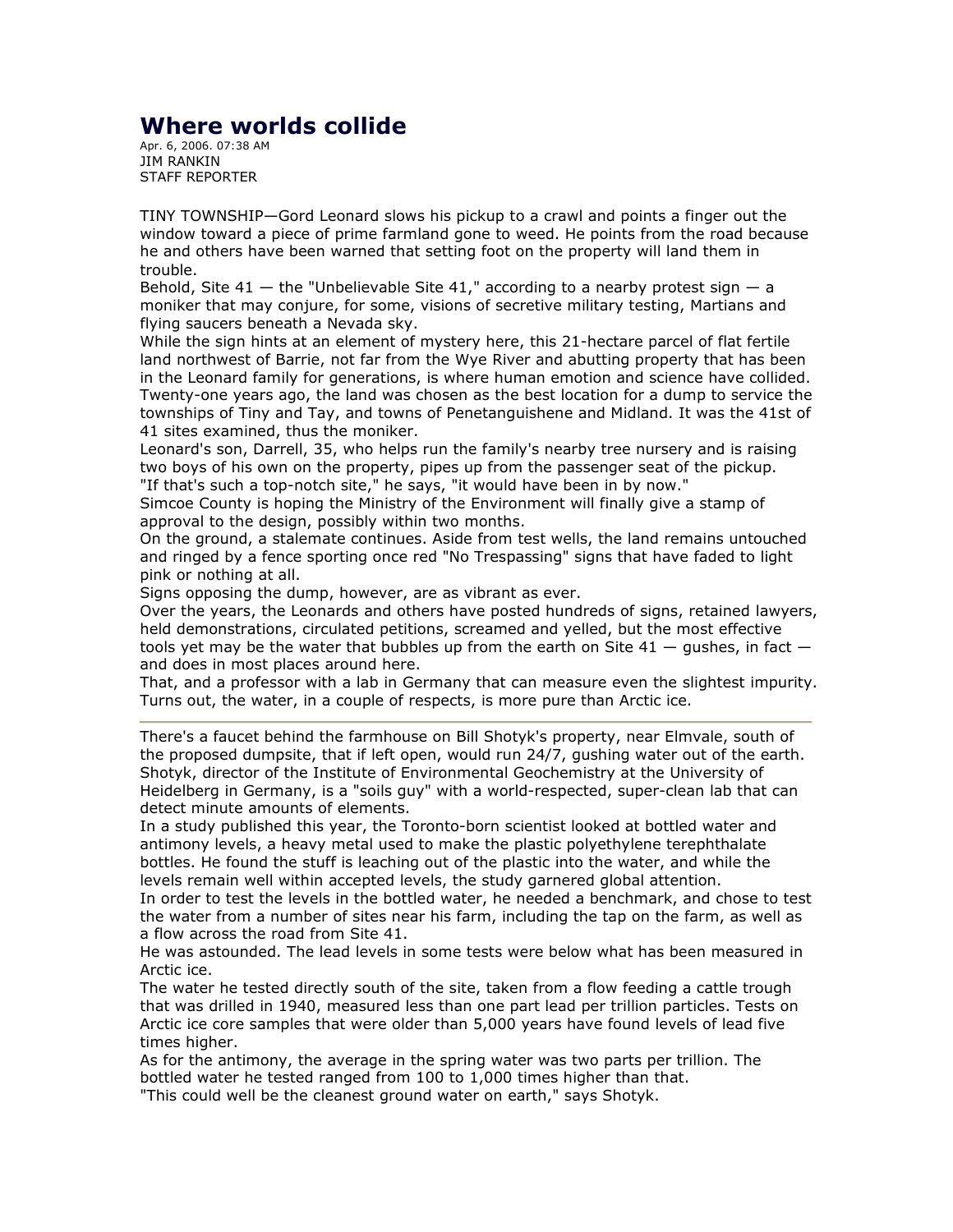# Where worlds collide

Apr. 6, 2006. 07:38 AM
JIM RANKIN
STAFF REPORTER

TINY TOWNSHIP—Gord Leonard slows his pickup to a crawl and points a finger out the window toward a piece of prime farmland gone to weed. He points from the road because he and others have been warned that setting foot on the property will land them in trouble.

Behold, Site 41 — the "Unbelievable Site 41," according to a nearby protest sign — a moniker that may conjure, for some, visions of secretive military testing, Martians and flying saucers beneath a Nevada sky.

While the sign hints at an element of mystery here, this 21-hectare parcel of flat fertile land northwest of Barrie, not far from the Wye River and abutting property that has been in the Leonard family for generations, is where human emotion and science have collided.

Twenty-one years ago, the land was chosen as the best location for a dump to service the townships of Tiny and Tay, and towns of Penetanguishene and Midland. It was the 41st of 41 sites examined, thus the moniker.

Leonard's son, Darrell, 35, who helps run the family's nearby tree nursery and is raising two boys of his own on the property, pipes up from the passenger seat of the pickup.

"If that's such a top-notch site," he says, "it would have been in by now."

Simcoe County is hoping the Ministry of the Environment will finally give a stamp of approval to the design, possibly within two months.

On the ground, a stalemate continues. Aside from test wells, the land remains untouched and ringed by a fence sporting once red "No Trespassing" signs that have faded to light pink or nothing at all.

Signs opposing the dump, however, are as vibrant as ever.

Over the years, the Leonards and others have posted hundreds of signs, retained lawyers, held demonstrations, circulated petitions, screamed and yelled, but the most effective tools yet may be the water that bubbles up from the earth on Site 41 — gushes, in fact — and does in most places around here.

That, and a professor with a lab in Germany that can measure even the slightest impurity. Turns out, the water, in a couple of respects, is more pure than Arctic ice.

---

There's a faucet behind the farmhouse on Bill Shotyk's property, near Elmvale, south of the proposed dumpsite, that if left open, would run 24/7, gushing water out of the earth.

Shotyk, director of the Institute of Environmental Geochemistry at the University of Heidelberg in Germany, is a "soils guy" with a world-respected, super-clean lab that can detect minute amounts of elements.

In a study published this year, the Toronto-born scientist looked at bottled water and antimony levels, a heavy metal used to make the plastic polyethylene terephthalate bottles. He found the stuff is leaching out of the plastic into the water, and while the levels remain well within accepted levels, the study garnered global attention.

In order to test the levels in the bottled water, he needed a benchmark, and chose to test the water from a number of sites near his farm, including the tap on the farm, as well as a flow across the road from Site 41.

He was astounded. The lead levels in some tests were below what has been measured in Arctic ice.

The water he tested directly south of the site, taken from a flow feeding a cattle trough that was drilled in 1940, measured less than one part lead per trillion particles. Tests on Arctic ice core samples that were older than 5,000 years have found levels of lead five times higher.

As for the antimony, the average in the spring water was two parts per trillion. The bottled water he tested ranged from 100 to 1,000 times higher than that.

"This could well be the cleanest ground water on earth," says Shotyk.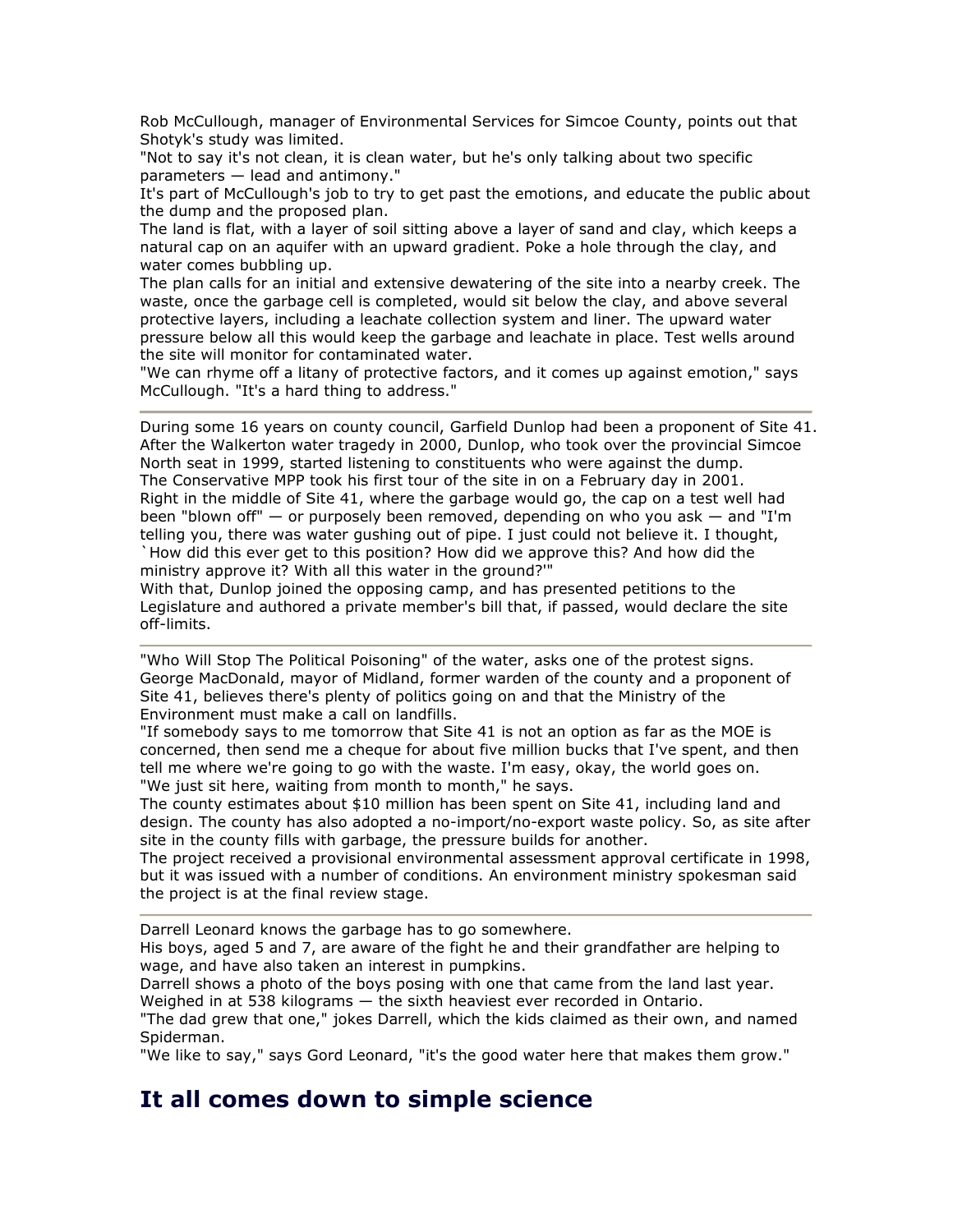Rob McCullough, manager of Environmental Services for Simcoe County, points out that Shotyk's study was limited.

"Not to say it's not clean, it is clean water, but he's only talking about two specific parameters — lead and antimony."

It's part of McCullough's job to try to get past the emotions, and educate the public about the dump and the proposed plan.

The land is flat, with a layer of soil sitting above a layer of sand and clay, which keeps a natural cap on an aquifer with an upward gradient. Poke a hole through the clay, and water comes bubbling up.

The plan calls for an initial and extensive dewatering of the site into a nearby creek. The waste, once the garbage cell is completed, would sit below the clay, and above several protective layers, including a leachate collection system and liner. The upward water pressure below all this would keep the garbage and leachate in place. Test wells around the site will monitor for contaminated water.

"We can rhyme off a litany of protective factors, and it comes up against emotion," says McCullough. "It's a hard thing to address."

---

During some 16 years on county council, Garfield Dunlop had been a proponent of Site 41. After the Walkerton water tragedy in 2000, Dunlop, who took over the provincial Simcoe North seat in 1999, started listening to constituents who were against the dump.

The Conservative MPP took his first tour of the site in on a February day in 2001.

Right in the middle of Site 41, where the garbage would go, the cap on a test well had been "blown off" — or purposely been removed, depending on who you ask — and "I'm telling you, there was water gushing out of pipe. I just could not believe it. I thought, `How did this ever get to this position? How did we approve this? And how did the ministry approve it? With all this water in the ground?'"

With that, Dunlop joined the opposing camp, and has presented petitions to the Legislature and authored a private member's bill that, if passed, would declare the site off-limits.

---

"Who Will Stop The Political Poisoning" of the water, asks one of the protest signs.

George MacDonald, mayor of Midland, former warden of the county and a proponent of Site 41, believes there's plenty of politics going on and that the Ministry of the Environment must make a call on landfills.

"If somebody says to me tomorrow that Site 41 is not an option as far as the MOE is concerned, then send me a cheque for about five million bucks that I've spent, and then tell me where we're going to go with the waste. I'm easy, okay, the world goes on.

"We just sit here, waiting from month to month," he says.

The county estimates about $10 million has been spent on Site 41, including land and design. The county has also adopted a no-import/no-export waste policy. So, as site after site in the county fills with garbage, the pressure builds for another.

The project received a provisional environmental assessment approval certificate in 1998, but it was issued with a number of conditions. An environment ministry spokesman said the project is at the final review stage.

---

Darrell Leonard knows the garbage has to go somewhere.

His boys, aged 5 and 7, are aware of the fight he and their grandfather are helping to wage, and have also taken an interest in pumpkins.

Darrell shows a photo of the boys posing with one that came from the land last year. Weighed in at 538 kilograms — the sixth heaviest ever recorded in Ontario.

"The dad grew that one," jokes Darrell, which the kids claimed as their own, and named Spiderman.

"We like to say," says Gord Leonard, "it's the good water here that makes them grow."

## It all comes down to simple science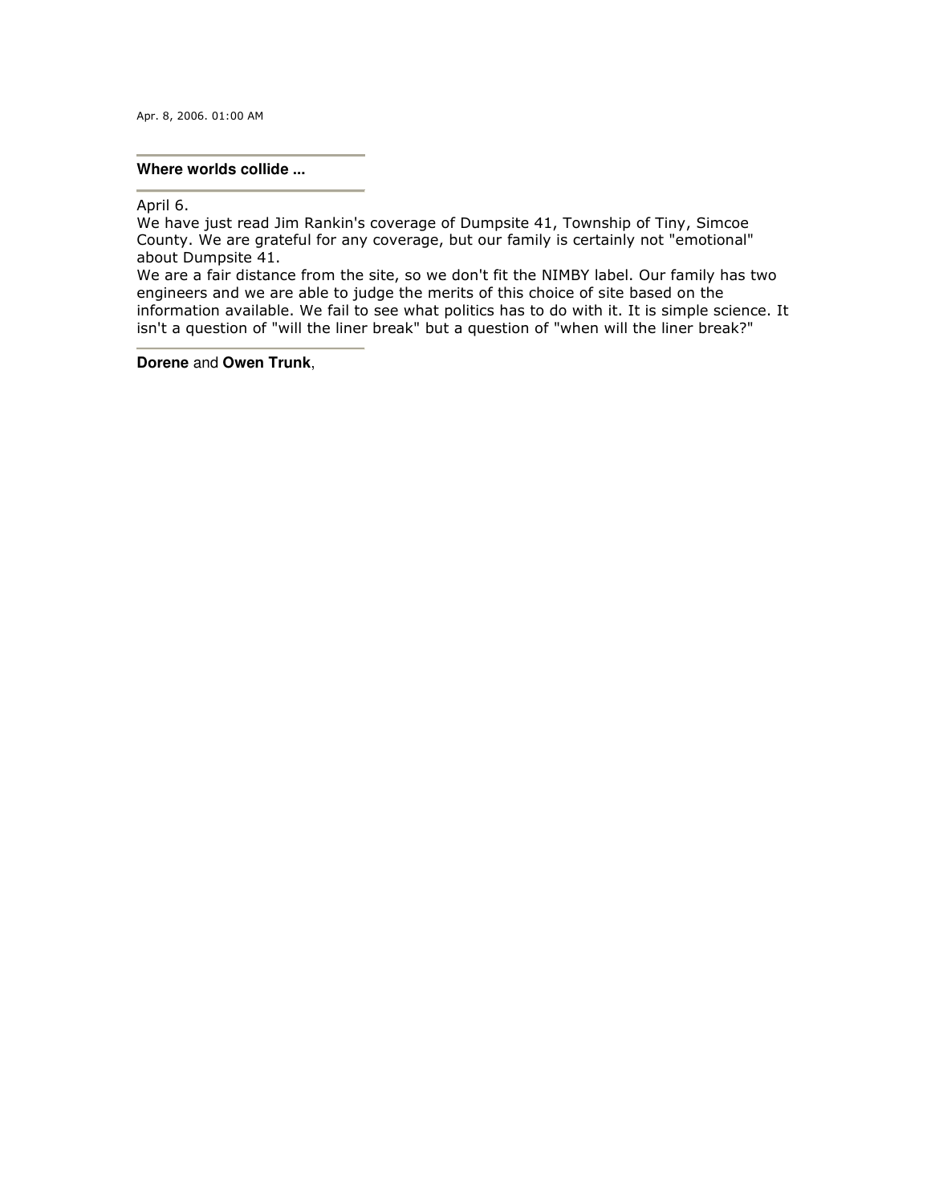Apr. 8, 2006. 01:00 AM

**Where worlds collide ...**

April 6.
We have just read Jim Rankin's coverage of Dumpsite 41, Township of Tiny, Simcoe County. We are grateful for any coverage, but our family is certainly not "emotional" about Dumpsite 41.
We are a fair distance from the site, so we don't fit the NIMBY label. Our family has two engineers and we are able to judge the merits of this choice of site based on the information available. We fail to see what politics has to do with it. It is simple science. It isn't a question of "will the liner break" but a question of "when will the liner break?"

**Dorene** and **Owen Trunk**,